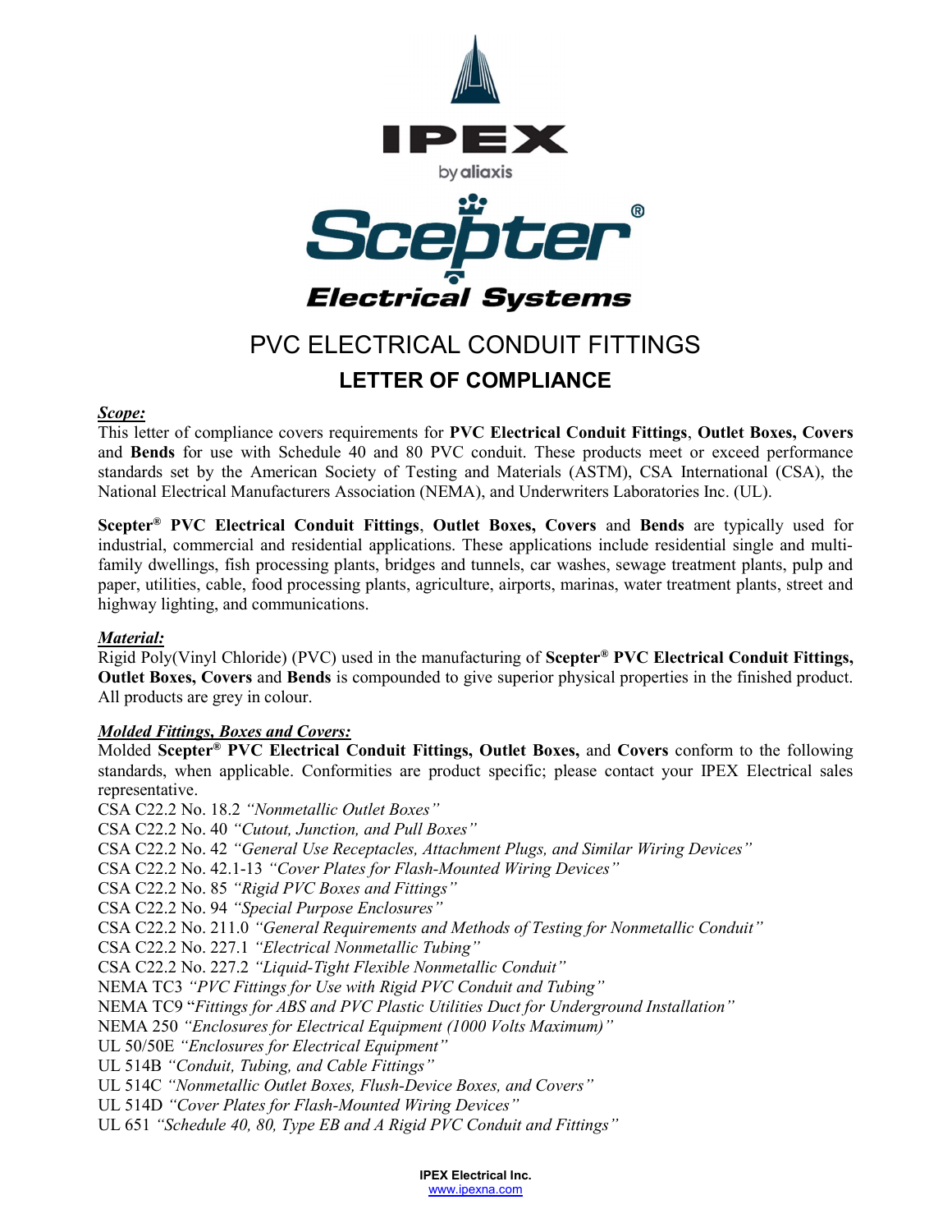IPEX

by aliaxis

Scepter®

Electrical Systems

# PVC ELECTRICAL CONDUIT FITTINGS

## LETTER OF COMPLIANCE

***Scope:***

This letter of compliance covers requirements for **PVC Electrical Conduit Fittings**, **Outlet Boxes, Covers** and **Bends** for use with Schedule 40 and 80 PVC conduit. These products meet or exceed performance standards set by the American Society of Testing and Materials (ASTM), CSA International (CSA), the National Electrical Manufacturers Association (NEMA), and Underwriters Laboratories Inc. (UL).

**Scepter® PVC Electrical Conduit Fittings**, **Outlet Boxes, Covers** and **Bends** are typically used for industrial, commercial and residential applications. These applications include residential single and multi-family dwellings, fish processing plants, bridges and tunnels, car washes, sewage treatment plants, pulp and paper, utilities, cable, food processing plants, agriculture, airports, marinas, water treatment plants, street and highway lighting, and communications.

***Material:***

Rigid Poly(Vinyl Chloride) (PVC) used in the manufacturing of **Scepter® PVC Electrical Conduit Fittings, Outlet Boxes, Covers** and **Bends** is compounded to give superior physical properties in the finished product. All products are grey in colour.

***Molded Fittings, Boxes and Covers:***

Molded **Scepter® PVC Electrical Conduit Fittings, Outlet Boxes,** and **Covers** conform to the following standards, when applicable. Conformities are product specific; please contact your IPEX Electrical sales representative.

CSA C22.2 No. 18.2 *"Nonmetallic Outlet Boxes"*
CSA C22.2 No. 40 *"Cutout, Junction, and Pull Boxes"*
CSA C22.2 No. 42 *"General Use Receptacles, Attachment Plugs, and Similar Wiring Devices"*
CSA C22.2 No. 42.1-13 *"Cover Plates for Flash-Mounted Wiring Devices"*
CSA C22.2 No. 85 *"Rigid PVC Boxes and Fittings"*
CSA C22.2 No. 94 *"Special Purpose Enclosures"*
CSA C22.2 No. 211.0 *"General Requirements and Methods of Testing for Nonmetallic Conduit"*
CSA C22.2 No. 227.1 *"Electrical Nonmetallic Tubing"*
CSA C22.2 No. 227.2 *"Liquid-Tight Flexible Nonmetallic Conduit"*
NEMA TC3 *"PVC Fittings for Use with Rigid PVC Conduit and Tubing"*
NEMA TC9 "*Fittings for ABS and PVC Plastic Utilities Duct for Underground Installation"*
NEMA 250 *"Enclosures for Electrical Equipment (1000 Volts Maximum)"*
UL 50/50E *"Enclosures for Electrical Equipment"*
UL 514B *"Conduit, Tubing, and Cable Fittings"*
UL 514C *"Nonmetallic Outlet Boxes, Flush-Device Boxes, and Covers"*
UL 514D *"Cover Plates for Flash-Mounted Wiring Devices"*
UL 651 *"Schedule 40, 80, Type EB and A Rigid PVC Conduit and Fittings"*

**IPEX Electrical Inc.**
www.ipexna.com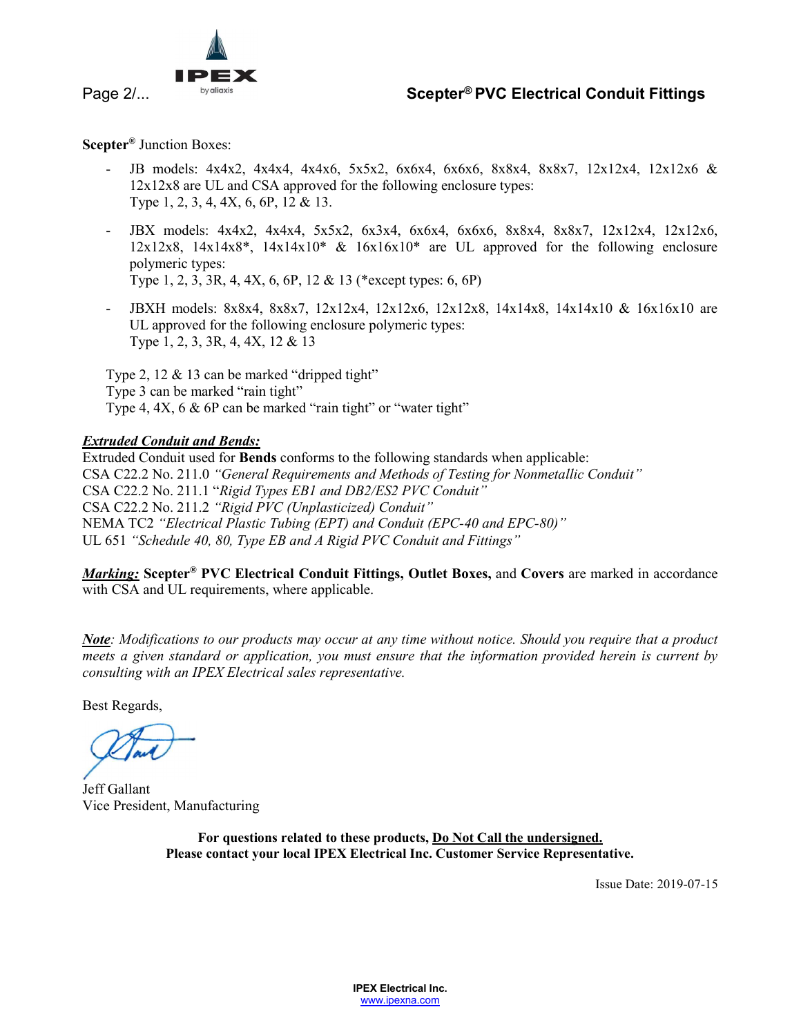Scepter® Junction Boxes:

- JB models: 4x4x2, 4x4x4, 4x4x6, 5x5x2, 6x6x4, 6x6x6, 8x8x4, 8x8x7, 12x12x4, 12x12x6 & 12x12x8 are UL and CSA approved for the following enclosure types:
  Type 1, 2, 3, 4, 4X, 6, 6P, 12 & 13.

- JBX models: 4x4x2, 4x4x4, 5x5x2, 6x3x4, 6x6x4, 6x6x6, 8x8x4, 8x8x7, 12x12x4, 12x12x6, 12x12x8, 14x14x8*, 14x14x10* & 16x16x10* are UL approved for the following enclosure polymeric types:
  Type 1, 2, 3, 3R, 4, 4X, 6, 6P, 12 & 13 (*except types: 6, 6P)

- JBXH models: 8x8x4, 8x8x7, 12x12x4, 12x12x6, 12x12x8, 14x14x8, 14x14x10 & 16x16x10 are UL approved for the following enclosure polymeric types:
  Type 1, 2, 3, 3R, 4, 4X, 12 & 13

Type 2, 12 & 13 can be marked "dripped tight"
Type 3 can be marked "rain tight"
Type 4, 4X, 6 & 6P can be marked "rain tight" or "water tight"

***Extruded Conduit and Bends:***

Extruded Conduit used for **Bends** conforms to the following standards when applicable:
CSA C22.2 No. 211.0 *"General Requirements and Methods of Testing for Nonmetallic Conduit"*
CSA C22.2 No. 211.1 "*Rigid Types EB1 and DB2/ES2 PVC Conduit"*
CSA C22.2 No. 211.2 *"Rigid PVC (Unplasticized) Conduit"*
NEMA TC2 *"Electrical Plastic Tubing (EPT) and Conduit (EPC-40 and EPC-80)"*
UL 651 *"Schedule 40, 80, Type EB and A Rigid PVC Conduit and Fittings"*

***Marking:*** **Scepter® PVC Electrical Conduit Fittings, Outlet Boxes,** and **Covers** are marked in accordance with CSA and UL requirements, where applicable.

***Note****: Modifications to our products may occur at any time without notice. Should you require that a product meets a given standard or application, you must ensure that the information provided herein is current by consulting with an IPEX Electrical sales representative.*

Best Regards,

Jeff Gallant
Vice President, Manufacturing

**For questions related to these products, Do Not Call the undersigned.**
**Please contact your local IPEX Electrical Inc. Customer Service Representative.**

Issue Date: 2019-07-15